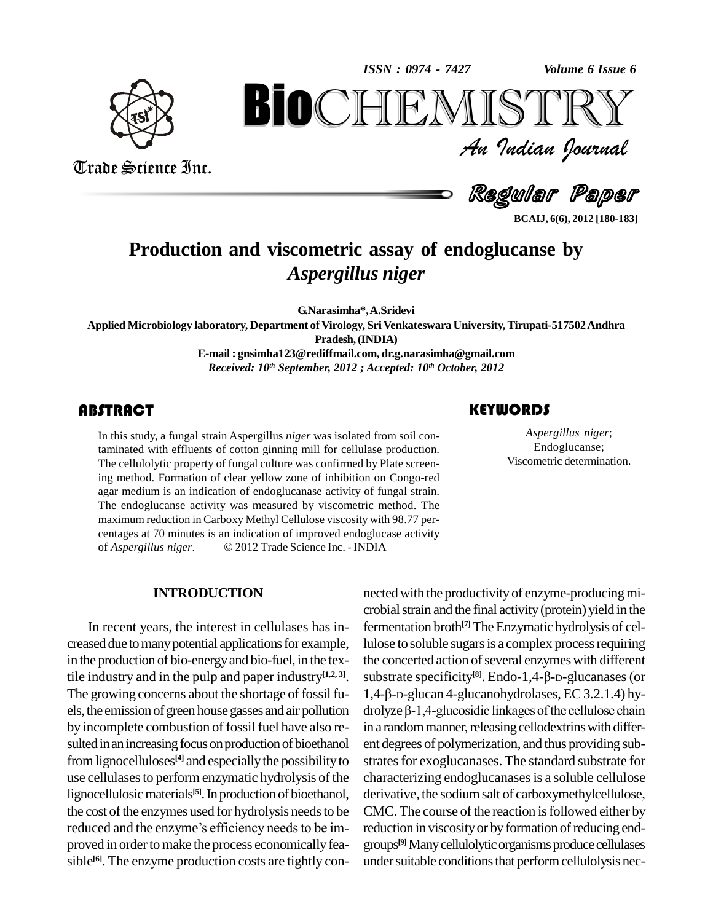# Production and viscometric assay of endoglucanse by *Aspergillus niger*

**G.Narasimha\*, A.Sridevi**

**Applied Microbiology laboratory, Department of Virology, Sri Venkateswara University, Tirupati-517502 Andhra Pradesh, (INDIA)**

**E-mail : gnsimha123@rediffmail.com, dr.g.narasimha@gmail.com**

***Received: 10th September, 2012 ; Accepted: 10th October, 2012***

## ABSTRACT

In this study, a fungal strain Aspergillus *niger* was isolated from soil contaminated with effluents of cotton ginning mill for cellulase production. The cellulolytic property of fungal culture was confirmed by Plate screening method. Formation of clear yellow zone of inhibition on Congo-red agar medium is an indication of endoglucanase activity of fungal strain. The endoglucanse activity was measured by viscometric method. The maximum reduction in Carboxy Methyl Cellulose viscosity with 98.77 percentages at 70 minutes is an indication of improved endoglucase activity of *Aspergillus niger*. © 2012 Trade Science Inc. - INDIA

## KEYWORDS

*Aspergillus niger*; Endoglucanse; Viscometric determination.

## INTRODUCTION

In recent years, the interest in cellulases has increased due to many potential applications for example, in the production of bio-energy and bio-fuel, in the textile industry and in the pulp and paper industry[1,2,3]. The growing concerns about the shortage of fossil fuels, the emission of green house gasses and air pollution by incomplete combustion of fossil fuel have also resulted in an increasing focus on production of bioethanol from lignocelluloses[4] and especially the possibility to use cellulases to perform enzymatic hydrolysis of the lignocellulosic materials[5]. In production of bioethanol, the cost of the enzymes used for hydrolysis needs to be reduced and the enzyme's efficiency needs to be improved in order to make the process economically feasible[6]. The enzyme production costs are tightly connected with the productivity of enzyme-producing microbial strain and the final activity (protein) yield in the fermentation broth[7] The Enzymatic hydrolysis of cellulose to soluble sugars is a complex process requiring the concerted action of several enzymes with different substrate specificity[8]. Endo-1,4-β-D-glucanases (or 1,4-β-D-glucan 4-glucanohydrolases, EC 3.2.1.4) hydrolyze β-1,4-glucosidic linkages of the cellulose chain in a random manner, releasing cellodextrins with different degrees of polymerization, and thus providing substrates for exoglucanases. The standard substrate for characterizing endoglucanases is a soluble cellulose derivative, the sodium salt of carboxymethylcellulose, CMC. The course of the reaction is followed either by reduction in viscosity or by formation of reducing end-groups[9] Many cellulolytic organisms produce cellulases under suitable conditions that perform cellulolysis nec-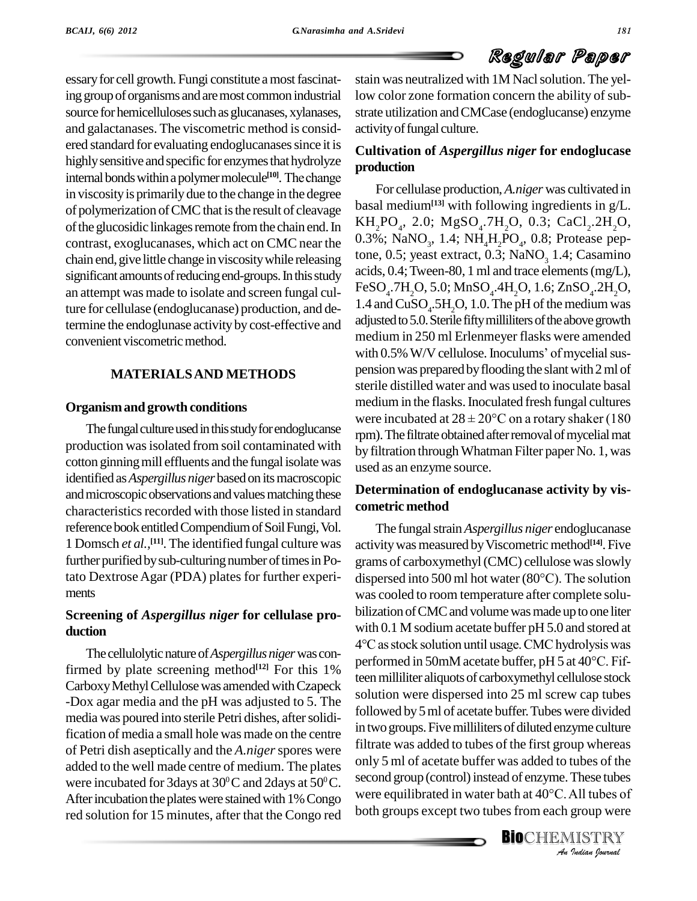essary for cell growth. Fungi constitute a most fascinating group of organisms and are most common industrial source for hemicelluloses such as glucanases, xylanases, and galactanases. The viscometric method is considered standard for evaluating endoglucanases since it is highly sensitive and specific for enzymes that hydrolyze internal bonds within a polymer molecule[10]. The change in viscosity is primarily due to the change in the degree of polymerization of CMC that is the result of cleavage of the glucosidic linkages remote from the chain end. In contrast, exoglucanases, which act on CMC near the chain end, give little change in viscosity while releasing significant amounts of reducing end-groups. In this study an attempt was made to isolate and screen fungal culture for cellulase (endoglucanase) production, and determine the endoglunase activity by cost-effective and convenient viscometric method.

## MATERIALS AND METHODS

### Organism and growth conditions

The fungal culture used in this study for endoglucanse production was isolated from soil contaminated with cotton ginning mill effluents and the fungal isolate was identified as *Aspergillus niger* based on its macroscopic and microscopic observations and values matching these characteristics recorded with those listed in standard reference book entitled Compendium of Soil Fungi, Vol. 1 Domsch *et al*.,[11]. The identified fungal culture was further purified by sub-culturing number of times in Potato Dextrose Agar (PDA) plates for further experiments

### Screening of *Aspergillus niger* for cellulase production

The cellulolytic nature of *Aspergillus niger* was confirmed by plate screening method[12] For this 1% Carboxy Methyl Cellulose was amended with Czapeck -Dox agar media and the pH was adjusted to 5. The media was poured into sterile Petri dishes, after solidification of media a small hole was made on the centre of Petri dish aseptically and the *A.niger* spores were added to the well made centre of medium. The plates were incubated for 3days at $30^0$C and 2days at $50^0$C. After incubation the plates were stained with 1% Congo red solution for 15 minutes, after that the Congo red stain was neutralized with 1M Nacl solution. The yellow color zone formation concern the ability of substrate utilization and CMCase (endoglucanse) enzyme activity of fungal culture.

### Cultivation of *Aspergillus niger* for endoglucase production

For cellulase production, *A.niger* was cultivated in basal medium[13] with following ingredients in g/L. $KH_2PO_4$, 2.0; $MgSO_4.7H_2O$, 0.3; $CaCl_2.2H_2O$, 0.3%; $NaNO_3$, 1.4; $NH_4H_2PO_4$, 0.8; Protease peptone, 0.5; yeast extract, 0.3; $NaNO_3$ 1.4; Casamino acids, 0.4; Tween-80, 1 ml and trace elements (mg/L), $FeSO_4.7H_2O$, 5.0; $MnSO_4.4H_2O$, 1.6; $ZnSO_4.2H_2O$, 1.4 and $CuSO_4.5H_2O$, 1.0. The pH of the medium was adjusted to 5.0. Sterile fifty milliliters of the above growth medium in 250 ml Erlenmeyer flasks were amended with 0.5% W/V cellulose. Inoculums' of mycelial suspension was prepared by flooding the slant with 2 ml of sterile distilled water and was used to inoculate basal medium in the flasks. Inoculated fresh fungal cultures were incubated at 28 ± 20°C on a rotary shaker (180 rpm). The filtrate obtained after removal of mycelial mat by filtration through Whatman Filter paper No. 1, was used as an enzyme source.

### Determination of endoglucanase activity by viscometric method

The fungal strain *Aspergillus niger* endoglucanase activity was measured by Viscometric method[14]. Five grams of carboxymethyl (CMC) cellulose was slowly dispersed into 500 ml hot water (80°C). The solution was cooled to room temperature after complete solubilization of CMC and volume was made up to one liter with 0.1 M sodium acetate buffer pH 5.0 and stored at 4°C as stock solution until usage. CMC hydrolysis was performed in 50mM acetate buffer, pH 5 at 40°C. Fifteen milliliter aliquots of carboxymethyl cellulose stock solution were dispersed into 25 ml screw cap tubes followed by 5 ml of acetate buffer. Tubes were divided in two groups. Five milliliters of diluted enzyme culture filtrate was added to tubes of the first group whereas only 5 ml of acetate buffer was added to tubes of the second group (control) instead of enzyme. These tubes were equilibrated in water bath at 40°C. All tubes of both groups except two tubes from each group were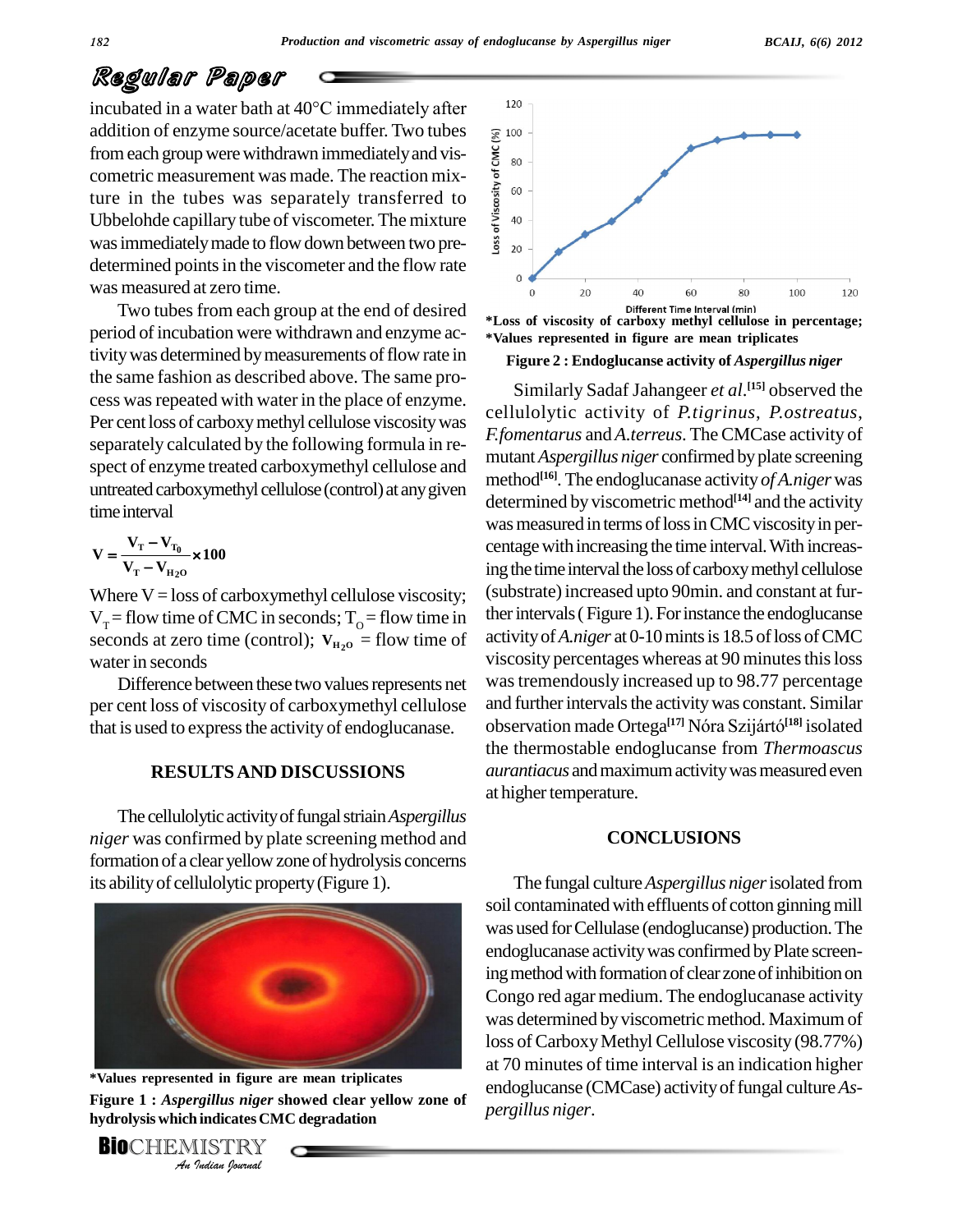incubated in a water bath at 40°C immediately after addition of enzyme source/acetate buffer. Two tubes from each group were withdrawn immediately and viscometric measurement was made. The reaction mixture in the tubes was separately transferred to Ubbelohde capillary tube of viscometer. The mixture was immediately made to flow down between two predetermined points in the viscometer and the flow rate was measured at zero time.

Two tubes from each group at the end of desired period of incubation were withdrawn and enzyme activity was determined by measurements of flow rate in the same fashion as described above. The same process was repeated with water in the place of enzyme. Per cent loss of carboxy methyl cellulose viscosity was separately calculated by the following formula in respect of enzyme treated carboxymethyl cellulose and untreated carboxymethyl cellulose (control) at any given time interval

$$V = \frac{V_T - V_{T_0}}{V_T - V_{H_2O}} \times 100$$

Where V = loss of carboxymethyl cellulose viscosity; $V_T$ = flow time of CMC in seconds; $T_O$ = flow time in seconds at zero time (control); $V_{H_2O}$ = flow time of water in seconds

Difference between these two values represents net per cent loss of viscosity of carboxymethyl cellulose that is used to express the activity of endoglucanase.

## RESULTS AND DISCUSSIONS

The cellulolytic activity of fungal striain *Aspergillus niger* was confirmed by plate screening method and formation of a clear yellow zone of hydrolysis concerns its ability of cellulolytic property (Figure 1).

*Values represented in figure are mean triplicates

**Figure 1 : *Aspergillus niger* showed clear yellow zone of hydrolysis which indicates CMC degradation**

*Loss of viscosity of carboxy methyl cellulose in percentage; *Values represented in figure are mean triplicates

**Figure 2 : Endoglucanse activity of *Aspergillus niger***

Similarly Sadaf Jahangeer *et al*.[15] observed the cellulolytic activity of *P.tigrinus*, *P.ostreatus*, *F.fomentarus* and *A.terreus*. The CMCase activity of mutant *Aspergillus niger* confirmed by plate screening method[16]. The endoglucanase activity *of A.niger* was determined by viscometric method[14] and the activity was measured in terms of loss in CMC viscosity in percentage with increasing the time interval. With increasing the time interval the loss of carboxy methyl cellulose (substrate) increased upto 90min. and constant at further intervals ( Figure 1). For instance the endoglucanse activity of *A.niger* at 0-10 mints is 18.5 of loss of CMC viscosity percentages whereas at 90 minutes this loss was tremendously increased up to 98.77 percentage and further intervals the activity was constant. Similar observation made Ortega[17] Nóra Szijártó[18] isolated the thermostable endoglucanse from *Thermoascus aurantiacus* and maximum activity was measured even at higher temperature.

## CONCLUSIONS

The fungal culture *Aspergillus niger* isolated from soil contaminated with effluents of cotton ginning mill was used for Cellulase (endoglucanse) production. The endoglucanase activity was confirmed by Plate screening method with formation of clear zone of inhibition on Congo red agar medium. The endoglucanase activity was determined by viscometric method. Maximum of loss of Carboxy Methyl Cellulose viscosity (98.77%) at 70 minutes of time interval is an indication higher endoglucanse (CMCase) activity of fungal culture *Aspergillus niger*.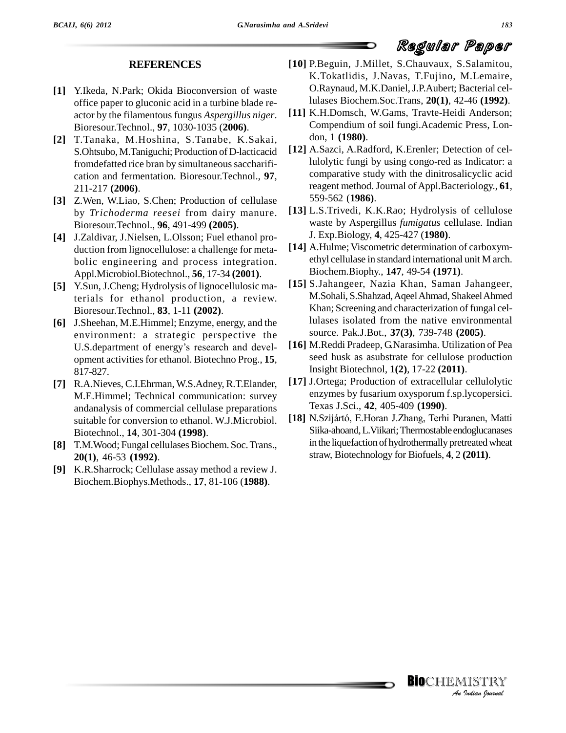## REFERENCES

**[1]** Y.Ikeda, N.Park; Okida Bioconversion of waste office paper to gluconic acid in a turbine blade reactor by the filamentous fungus *Aspergillus niger*. Bioresour.Technol., **97**, 1030-1035 (**2006**).

**[2]** T.Tanaka, M.Hoshina, S.Tanabe, K.Sakai, S.Ohtsubo, M.Taniguchi; Production of D-lacticacid fromdefatted rice bran by simultaneous saccharification and fermentation. Bioresour.Technol., **97**, 211-217 **(2006)**.

**[3]** Z.Wen, W.Liao, S.Chen; Production of cellulase by *Trichoderma reesei* from dairy manure. Bioresour.Technol., **96**, 491-499 **(2005)**.

**[4]** J.Zaldivar, J.Nielsen, L.Olsson; Fuel ethanol production from lignocellulose: a challenge for metabolic engineering and process integration. Appl.Microbiol.Biotechnol., **56**, 17-34 **(2001)**.

**[5]** Y.Sun, J.Cheng; Hydrolysis of lignocellulosic materials for ethanol production, a review. Bioresour.Technol., **83**, 1-11 **(2002)**.

**[6]** J.Sheehan, M.E.Himmel; Enzyme, energy, and the environment: a strategic perspective the U.S.department of energy's research and development activities for ethanol. Biotechno Prog., **15**, 817-827.

**[7]** R.A.Nieves, C.I.Ehrman, W.S.Adney, R.T.Elander, M.E.Himmel; Technical communication: survey andanalysis of commercial cellulase preparations suitable for conversion to ethanol. W.J.Microbiol. Biotechnol., **14**, 301-304 **(1998)**.

**[8]** T.M.Wood; Fungal cellulases Biochem. Soc. Trans., **20(1)**, 46-53 **(1992)**.

**[9]** K.R.Sharrock; Cellulase assay method a review J. Biochem.Biophys.Methods., **17**, 81-106 (**1988)**.

**[10]** P.Beguin, J.Millet, S.Chauvaux, S.Salamitou, K.Tokatlidis, J.Navas, T.Fujino, M.Lemaire, O.Raynaud, M.K.Daniel, J.P.Aubert; Bacterial cellulases Biochem.Soc.Trans, **20(1)**, 42-46 **(1992)**.

**[11]** K.H.Domsch, W.Gams, Travte-Heidi Anderson; Compendium of soil fungi.Academic Press, London, 1 **(1980)**.

**[12]** A.Sazci, A.Radford, K.Erenler; Detection of cellulolytic fungi by using congo-red as Indicator: a comparative study with the dinitrosalicyclic acid reagent method. Journal of Appl.Bacteriology., **61**, 559-562 (**1986)**.

**[13]** L.S.Trivedi, K.K.Rao; Hydrolysis of cellulose waste by Aspergillus *fumigatus* cellulase. Indian J. Exp.Biology, **4**, 425-427 (**1980)**.

**[14]** A.Hulme; Viscometric determination of carboxymethyl cellulase in standard international unit M arch. Biochem.Biophy., **147**, 49-54 **(1971)**.

**[15]** S.Jahangeer, Nazia Khan, Saman Jahangeer, M.Sohali, S.Shahzad, Aqeel Ahmad, Shakeel Ahmed Khan; Screening and characterization of fungal cellulases isolated from the native environmental source. Pak.J.Bot., **37(3)**, 739-748 **(2005)**.

**[16]** M.Reddi Pradeep, G.Narasimha. Utilization of Pea seed husk as asubstrate for cellulose production Insight Biotechnol, **1(2)**, 17-22 **(2011)**.

**[17]** J.Ortega; Production of extracellular cellulolytic enzymes by fusarium oxysporum f.sp.lycopersici. Texas J.Sci., **42**, 405-409 **(1990)**.

**[18]** N.Szijártó, E.Horan J.Zhang, Terhi Puranen, Matti Siika-ahoand, L.Viikari; Thermostable endoglucanases in the liquefaction of hydrothermally pretreated wheat straw, Biotechnology for Biofuels, **4**, 2 **(2011)**.